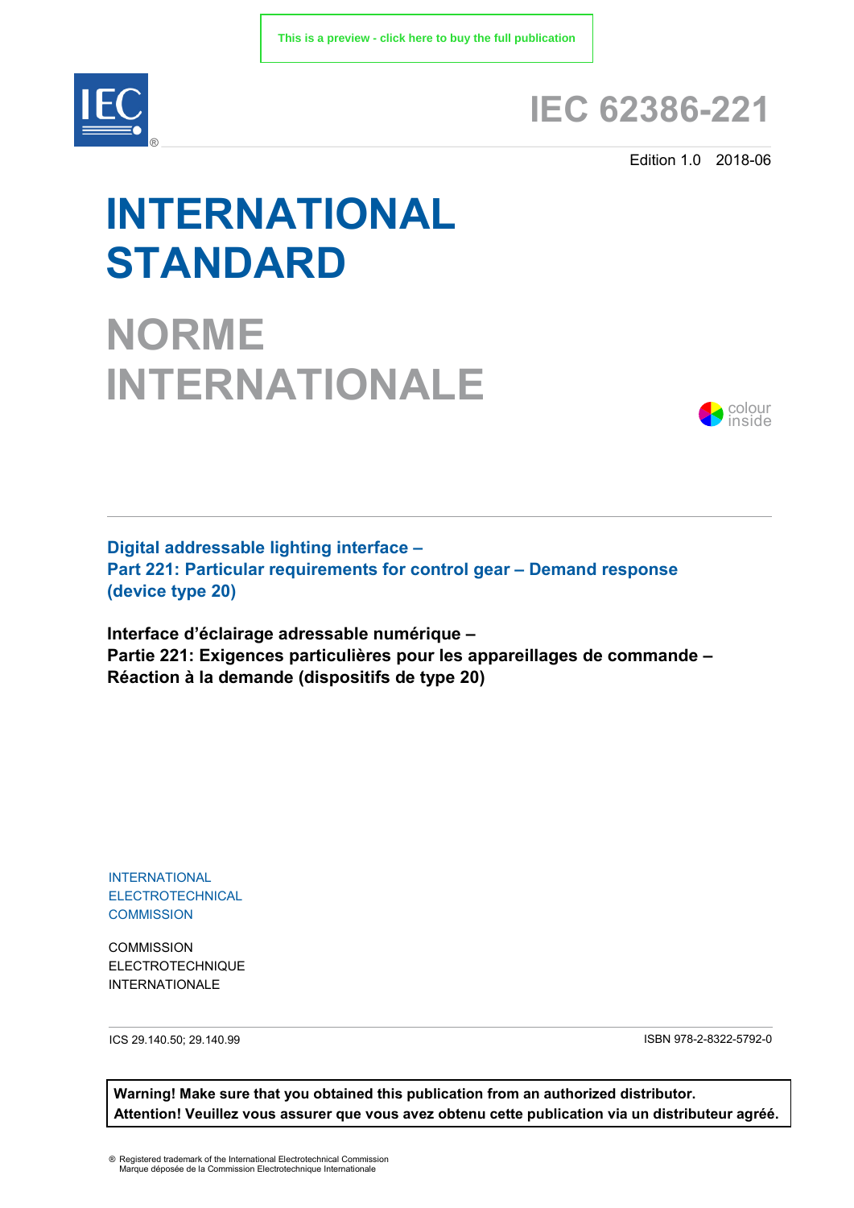This is a preview - click here to buy the full publication

# IEC 62386-221

Edition 1.0 2018-06

# INTERNATIONAL STANDARD

# NORME INTERNATIONALE

colour inside

**Digital addressable lighting interface –**
**Part 221: Particular requirements for control gear – Demand response (device type 20)**

**Interface d'éclairage adressable numérique –**
**Partie 221: Exigences particulières pour les appareillages de commande – Réaction à la demande (dispositifs de type 20)**

INTERNATIONAL
ELECTROTECHNICAL
COMMISSION

COMMISSION
ELECTROTECHNIQUE
INTERNATIONALE

ICS 29.140.50; 29.140.99

ISBN 978-2-8322-5792-0

**Warning! Make sure that you obtained this publication from an authorized distributor.**
**Attention! Veuillez vous assurer que vous avez obtenu cette publication via un distributeur agréé.**

® Registered trademark of the International Electrotechnical Commission
Marque déposée de la Commission Electrotechnique Internationale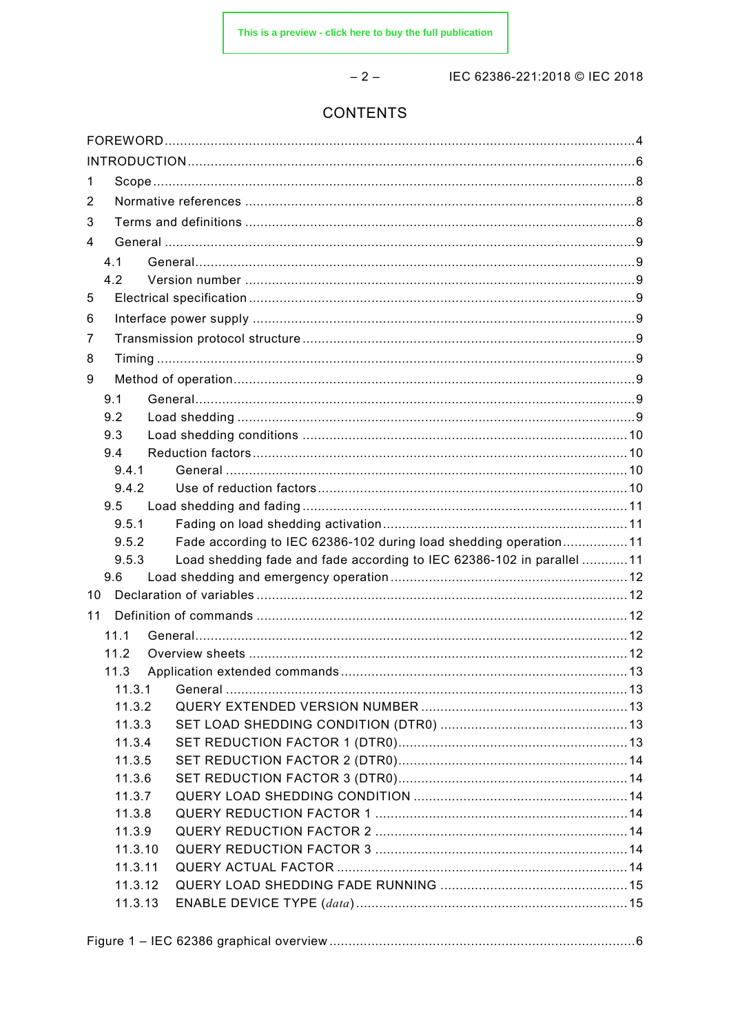# CONTENTS

FOREWORD ..... 4
INTRODUCTION ..... 6
1 Scope ..... 8
2 Normative references ..... 8
3 Terms and definitions ..... 8
4 General ..... 9
  4.1 General ..... 9
  4.2 Version number ..... 9
5 Electrical specification ..... 9
6 Interface power supply ..... 9
7 Transmission protocol structure ..... 9
8 Timing ..... 9
9 Method of operation ..... 9
  9.1 General ..... 9
  9.2 Load shedding ..... 9
  9.3 Load shedding conditions ..... 10
  9.4 Reduction factors ..... 10
    9.4.1 General ..... 10
    9.4.2 Use of reduction factors ..... 10
  9.5 Load shedding and fading ..... 11
    9.5.1 Fading on load shedding activation ..... 11
    9.5.2 Fade according to IEC 62386-102 during load shedding operation ..... 11
    9.5.3 Load shedding fade and fade according to IEC 62386-102 in parallel ..... 11
  9.6 Load shedding and emergency operation ..... 12
10 Declaration of variables ..... 12
11 Definition of commands ..... 12
  11.1 General ..... 12
  11.2 Overview sheets ..... 12
  11.3 Application extended commands ..... 13
    11.3.1 General ..... 13
    11.3.2 QUERY EXTENDED VERSION NUMBER ..... 13
    11.3.3 SET LOAD SHEDDING CONDITION (DTR0) ..... 13
    11.3.4 SET REDUCTION FACTOR 1 (DTR0) ..... 13
    11.3.5 SET REDUCTION FACTOR 2 (DTR0) ..... 14
    11.3.6 SET REDUCTION FACTOR 3 (DTR0) ..... 14
    11.3.7 QUERY LOAD SHEDDING CONDITION ..... 14
    11.3.8 QUERY REDUCTION FACTOR 1 ..... 14
    11.3.9 QUERY REDUCTION FACTOR 2 ..... 14
    11.3.10 QUERY REDUCTION FACTOR 3 ..... 14
    11.3.11 QUERY ACTUAL FACTOR ..... 14
    11.3.12 QUERY LOAD SHEDDING FADE RUNNING ..... 15
    11.3.13 ENABLE DEVICE TYPE (*data*) ..... 15

Figure 1 – IEC 62386 graphical overview ..... 6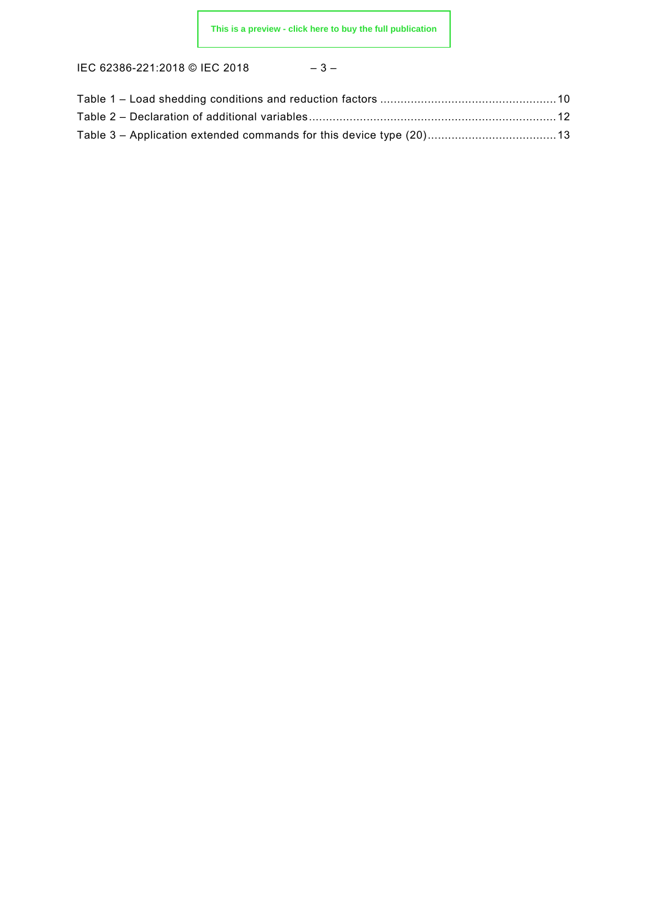Table 1 – Load shedding conditions and reduction factors .................................................... 10
Table 2 – Declaration of additional variables ......................................................................... 12
Table 3 – Application extended commands for this device type (20) ..................................... 13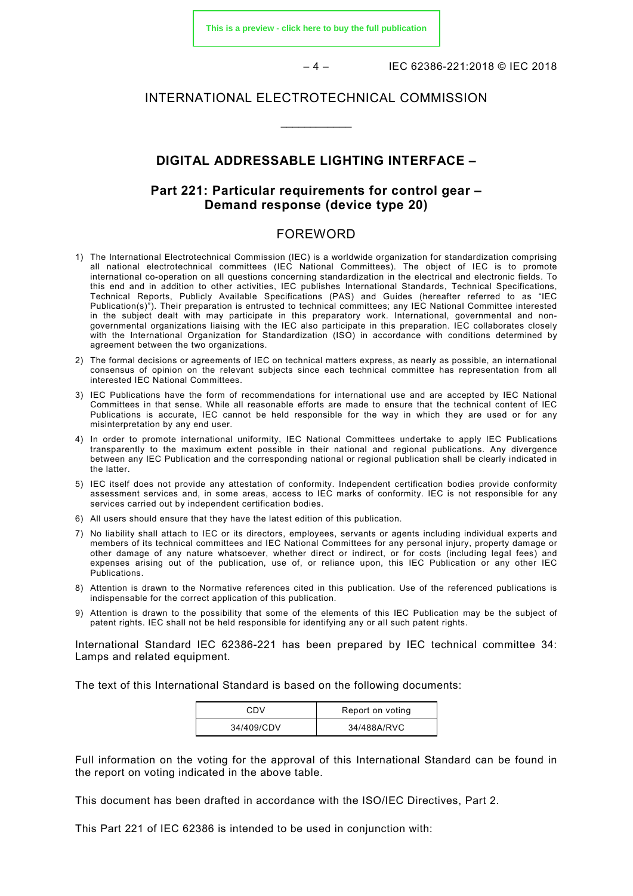INTERNATIONAL ELECTROTECHNICAL COMMISSION

\_\_\_\_\_\_\_\_\_\_\_\_

## DIGITAL ADDRESSABLE LIGHTING INTERFACE –

## Part 221: Particular requirements for control gear – Demand response (device type 20)

# FOREWORD

1) The International Electrotechnical Commission (IEC) is a worldwide organization for standardization comprising all national electrotechnical committees (IEC National Committees). The object of IEC is to promote international co-operation on all questions concerning standardization in the electrical and electronic fields. To this end and in addition to other activities, IEC publishes International Standards, Technical Specifications, Technical Reports, Publicly Available Specifications (PAS) and Guides (hereafter referred to as "IEC Publication(s)"). Their preparation is entrusted to technical committees; any IEC National Committee interested in the subject dealt with may participate in this preparatory work. International, governmental and non-governmental organizations liaising with the IEC also participate in this preparation. IEC collaborates closely with the International Organization for Standardization (ISO) in accordance with conditions determined by agreement between the two organizations.
2) The formal decisions or agreements of IEC on technical matters express, as nearly as possible, an international consensus of opinion on the relevant subjects since each technical committee has representation from all interested IEC National Committees.
3) IEC Publications have the form of recommendations for international use and are accepted by IEC National Committees in that sense. While all reasonable efforts are made to ensure that the technical content of IEC Publications is accurate, IEC cannot be held responsible for the way in which they are used or for any misinterpretation by any end user.
4) In order to promote international uniformity, IEC National Committees undertake to apply IEC Publications transparently to the maximum extent possible in their national and regional publications. Any divergence between any IEC Publication and the corresponding national or regional publication shall be clearly indicated in the latter.
5) IEC itself does not provide any attestation of conformity. Independent certification bodies provide conformity assessment services and, in some areas, access to IEC marks of conformity. IEC is not responsible for any services carried out by independent certification bodies.
6) All users should ensure that they have the latest edition of this publication.
7) No liability shall attach to IEC or its directors, employees, servants or agents including individual experts and members of its technical committees and IEC National Committees for any personal injury, property damage or other damage of any nature whatsoever, whether direct or indirect, or for costs (including legal fees) and expenses arising out of the publication, use of, or reliance upon, this IEC Publication or any other IEC Publications.
8) Attention is drawn to the Normative references cited in this publication. Use of the referenced publications is indispensable for the correct application of this publication.
9) Attention is drawn to the possibility that some of the elements of this IEC Publication may be the subject of patent rights. IEC shall not be held responsible for identifying any or all such patent rights.

International Standard IEC 62386-221 has been prepared by IEC technical committee 34: Lamps and related equipment.

The text of this International Standard is based on the following documents:

| CDV | Report on voting |
|---|---|
| 34/409/CDV | 34/488A/RVC |

Full information on the voting for the approval of this International Standard can be found in the report on voting indicated in the above table.

This document has been drafted in accordance with the ISO/IEC Directives, Part 2.

This Part 221 of IEC 62386 is intended to be used in conjunction with: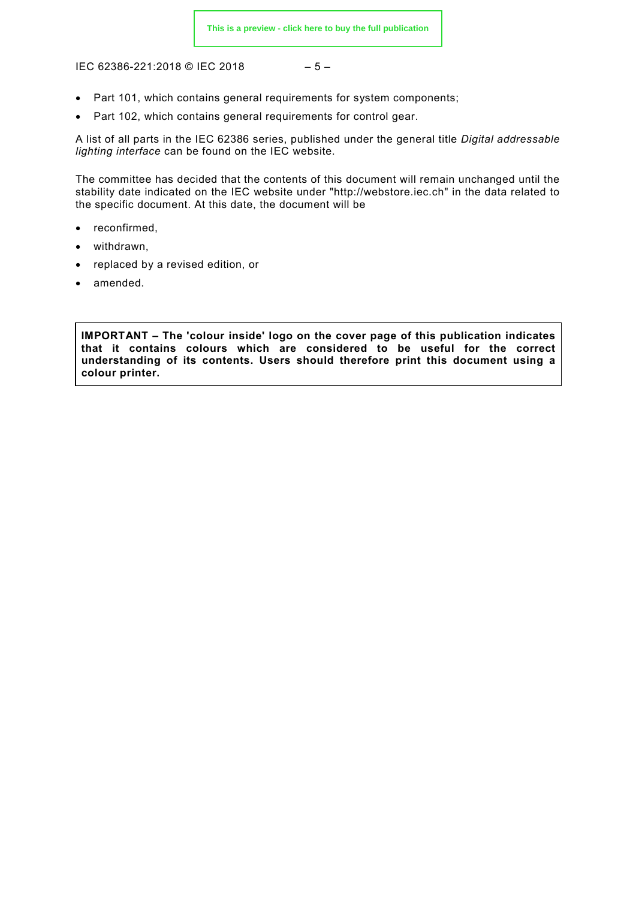- Part 101, which contains general requirements for system components;
- Part 102, which contains general requirements for control gear.

A list of all parts in the IEC 62386 series, published under the general title *Digital addressable lighting interface* can be found on the IEC website.

The committee has decided that the contents of this document will remain unchanged until the stability date indicated on the IEC website under "http://webstore.iec.ch" in the data related to the specific document. At this date, the document will be

- reconfirmed,
- withdrawn,
- replaced by a revised edition, or
- amended.

**IMPORTANT – The 'colour inside' logo on the cover page of this publication indicates that it contains colours which are considered to be useful for the correct understanding of its contents. Users should therefore print this document using a colour printer.**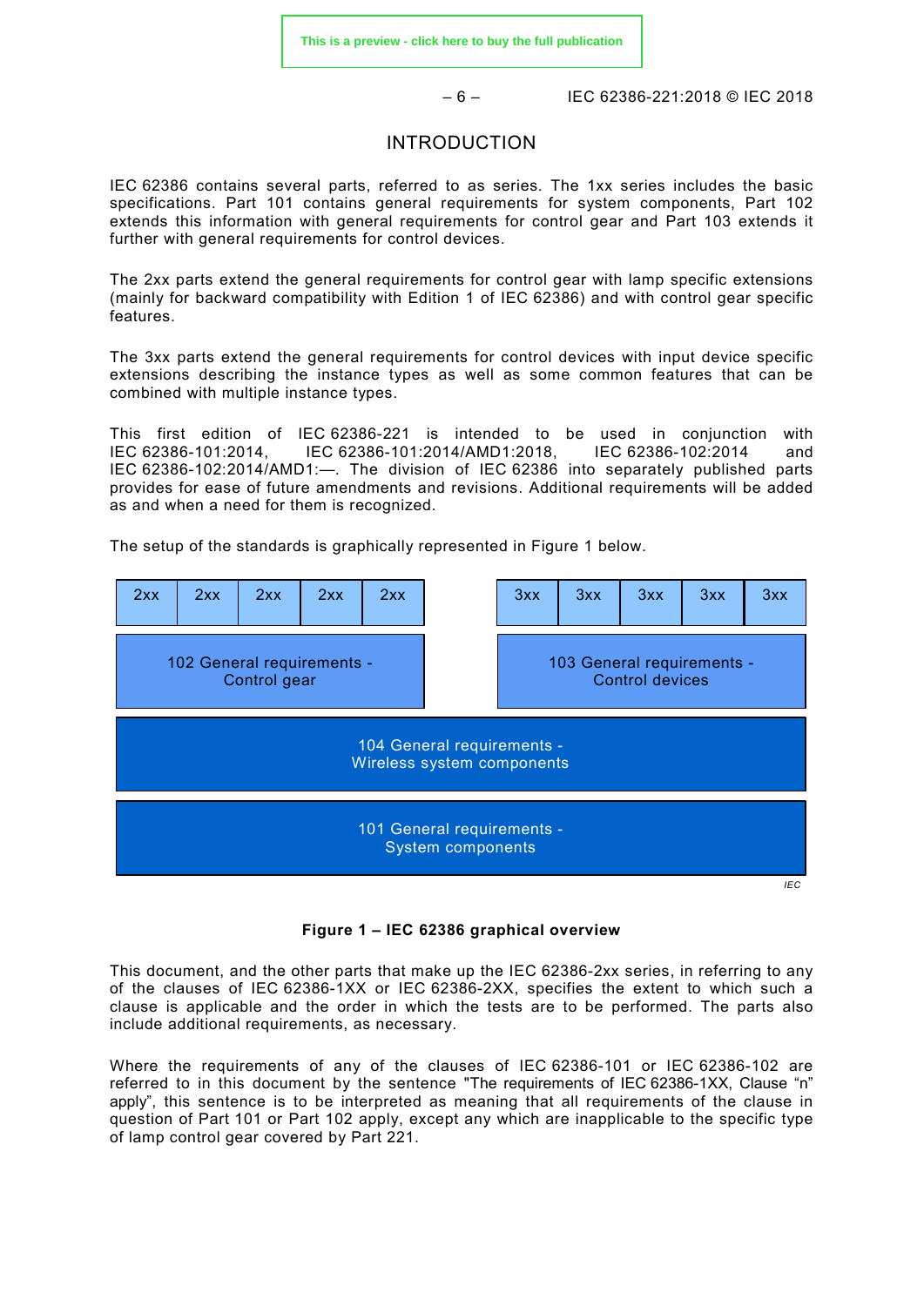# INTRODUCTION

IEC 62386 contains several parts, referred to as series. The 1xx series includes the basic specifications. Part 101 contains general requirements for system components, Part 102 extends this information with general requirements for control gear and Part 103 extends it further with general requirements for control devices.

The 2xx parts extend the general requirements for control gear with lamp specific extensions (mainly for backward compatibility with Edition 1 of IEC 62386) and with control gear specific features.

The 3xx parts extend the general requirements for control devices with input device specific extensions describing the instance types as well as some common features that can be combined with multiple instance types.

This first edition of IEC 62386-221 is intended to be used in conjunction with IEC 62386-101:2014, IEC 62386-101:2014/AMD1:2018, IEC 62386-102:2014 and IEC 62386-102:2014/AMD1:—. The division of IEC 62386 into separately published parts provides for ease of future amendments and revisions. Additional requirements will be added as and when a need for them is recognized.

The setup of the standards is graphically represented in Figure 1 below.

| 2xx | 2xx | 2xx | 2xx | 2xx | | 3xx | 3xx | 3xx | 3xx | 3xx |
|---|---|---|---|---|---|---|---|---|---|---|
| 102 General requirements - Control gear | | | | | | 103 General requirements - Control devices | | | | |
| 104 General requirements - Wireless system components | | | | | | | | | | |
| 101 General requirements - System components | | | | | | | | | | |

**Figure 1 – IEC 62386 graphical overview**

This document, and the other parts that make up the IEC 62386-2xx series, in referring to any of the clauses of IEC 62386-1XX or IEC 62386-2XX, specifies the extent to which such a clause is applicable and the order in which the tests are to be performed. The parts also include additional requirements, as necessary.

Where the requirements of any of the clauses of IEC 62386-101 or IEC 62386-102 are referred to in this document by the sentence "The requirements of IEC 62386-1XX, Clause "n" apply", this sentence is to be interpreted as meaning that all requirements of the clause in question of Part 101 or Part 102 apply, except any which are inapplicable to the specific type of lamp control gear covered by Part 221.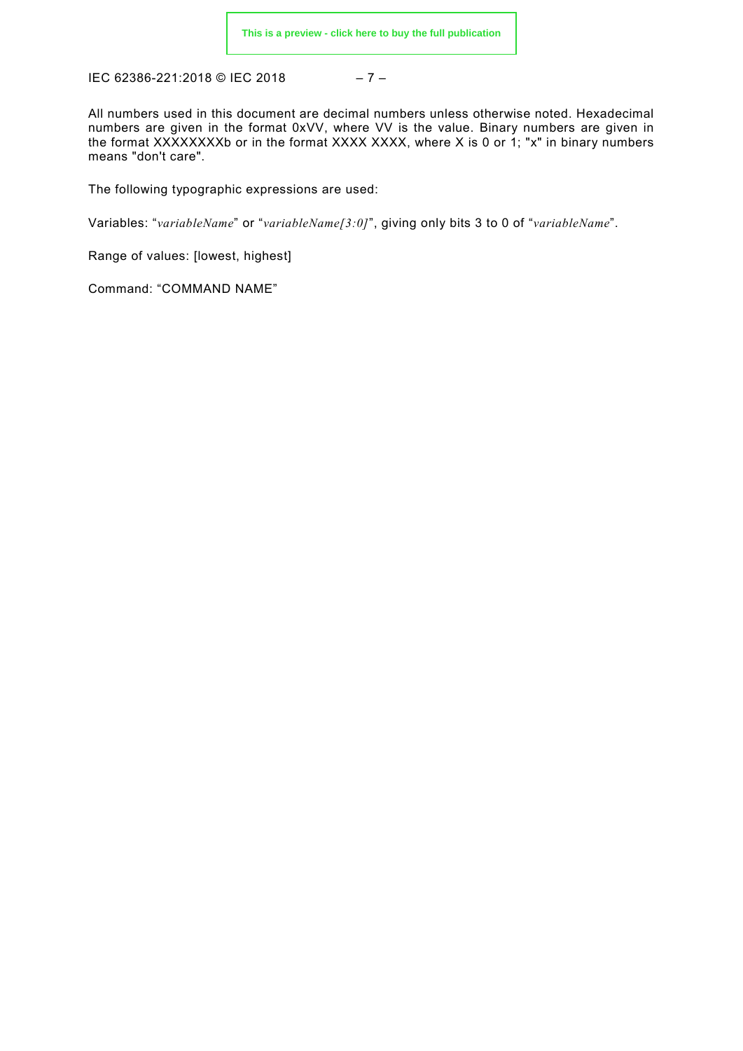All numbers used in this document are decimal numbers unless otherwise noted. Hexadecimal numbers are given in the format 0xVV, where VV is the value. Binary numbers are given in the format XXXXXXXXb or in the format XXXX XXXX, where X is 0 or 1; "x" in binary numbers means "don't care".

The following typographic expressions are used:

Variables: "*variableName*" or "*variableName[3:0]*", giving only bits 3 to 0 of "*variableName*".

Range of values: [lowest, highest]

Command: "COMMAND NAME"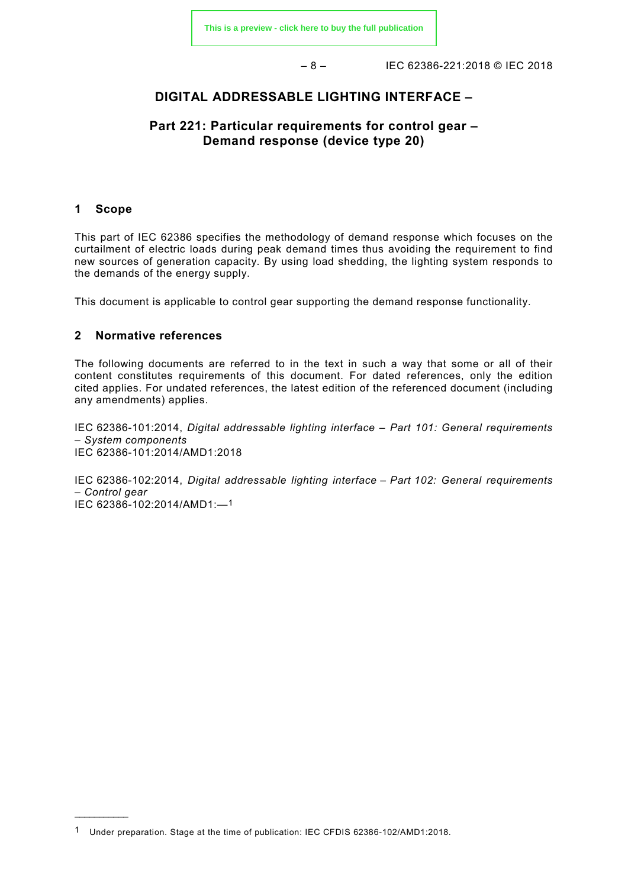# DIGITAL ADDRESSABLE LIGHTING INTERFACE –

## Part 221: Particular requirements for control gear – Demand response (device type 20)

## 1 Scope

This part of IEC 62386 specifies the methodology of demand response which focuses on the curtailment of electric loads during peak demand times thus avoiding the requirement to find new sources of generation capacity. By using load shedding, the lighting system responds to the demands of the energy supply.

This document is applicable to control gear supporting the demand response functionality.

## 2 Normative references

The following documents are referred to in the text in such a way that some or all of their content constitutes requirements of this document. For dated references, only the edition cited applies. For undated references, the latest edition of the referenced document (including any amendments) applies.

IEC 62386-101:2014, *Digital addressable lighting interface – Part 101: General requirements – System components*
IEC 62386-101:2014/AMD1:2018

IEC 62386-102:2014, *Digital addressable lighting interface – Part 102: General requirements – Control gear*
IEC 62386-102:2014/AMD1:—[1]

---

[1] Under preparation. Stage at the time of publication: IEC CFDIS 62386-102/AMD1:2018.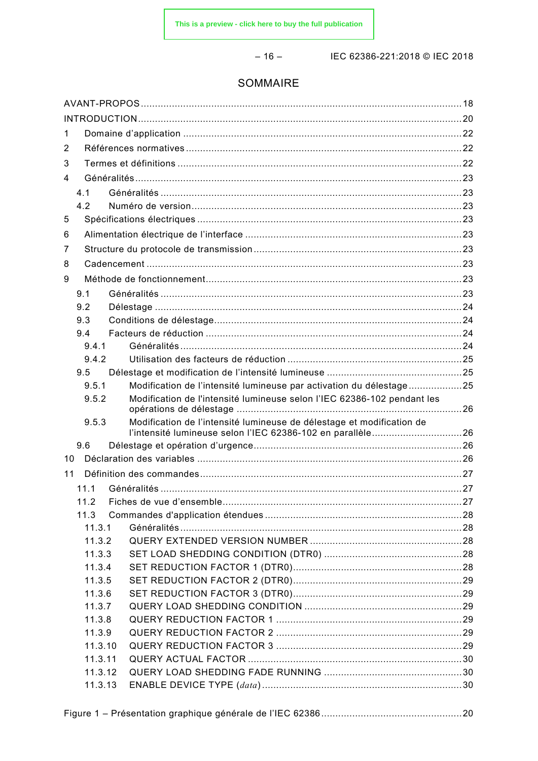# SOMMAIRE

AVANT-PROPOS ..... 18

INTRODUCTION ..... 20

1 Domaine d'application ..... 22

2 Références normatives ..... 22

3 Termes et définitions ..... 22

4 Généralités ..... 23

- 4.1 Généralités ..... 23
- 4.2 Numéro de version ..... 23

5 Spécifications électriques ..... 23

6 Alimentation électrique de l'interface ..... 23

7 Structure du protocole de transmission ..... 23

8 Cadencement ..... 23

9 Méthode de fonctionnement ..... 23

- 9.1 Généralités ..... 23
- 9.2 Délestage ..... 24
- 9.3 Conditions de délestage ..... 24
- 9.4 Facteurs de réduction ..... 24
  - 9.4.1 Généralités ..... 24
  - 9.4.2 Utilisation des facteurs de réduction ..... 25
- 9.5 Délestage et modification de l'intensité lumineuse ..... 25
  - 9.5.1 Modification de l'intensité lumineuse par activation du délestage ..... 25
  - 9.5.2 Modification de l'intensité lumineuse selon l'IEC 62386-102 pendant les opérations de délestage ..... 26
  - 9.5.3 Modification de l'intensité lumineuse de délestage et modification de l'intensité lumineuse selon l'IEC 62386-102 en parallèle ..... 26
- 9.6 Délestage et opération d'urgence ..... 26

10 Déclaration des variables ..... 26

11 Définition des commandes ..... 27

- 11.1 Généralités ..... 27
- 11.2 Fiches de vue d'ensemble ..... 27
- 11.3 Commandes d'application étendues ..... 28
  - 11.3.1 Généralités ..... 28
  - 11.3.2 QUERY EXTENDED VERSION NUMBER ..... 28
  - 11.3.3 SET LOAD SHEDDING CONDITION (DTR0) ..... 28
  - 11.3.4 SET REDUCTION FACTOR 1 (DTR0) ..... 28
  - 11.3.5 SET REDUCTION FACTOR 2 (DTR0) ..... 29
  - 11.3.6 SET REDUCTION FACTOR 3 (DTR0) ..... 29
  - 11.3.7 QUERY LOAD SHEDDING CONDITION ..... 29
  - 11.3.8 QUERY REDUCTION FACTOR 1 ..... 29
  - 11.3.9 QUERY REDUCTION FACTOR 2 ..... 29
  - 11.3.10 QUERY REDUCTION FACTOR 3 ..... 29
  - 11.3.11 QUERY ACTUAL FACTOR ..... 30
  - 11.3.12 QUERY LOAD SHEDDING FADE RUNNING ..... 30
  - 11.3.13 ENABLE DEVICE TYPE (*data*) ..... 30

Figure 1 – Présentation graphique générale de l'IEC 62386 ..... 20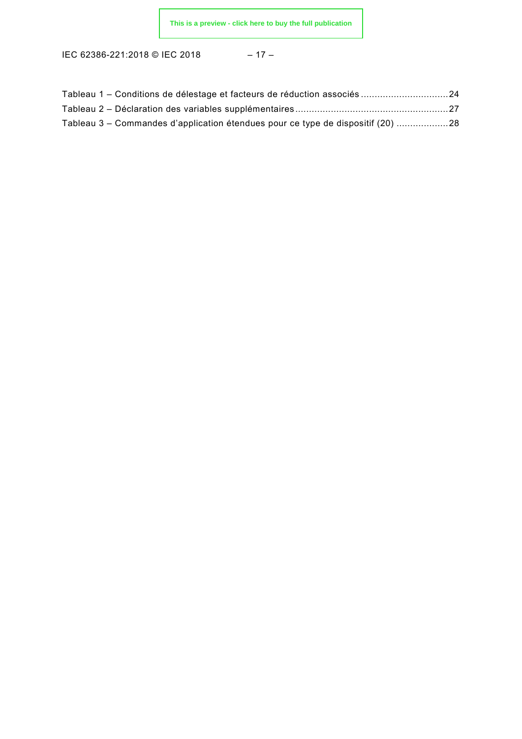Tableau 1 – Conditions de délestage et facteurs de réduction associés ................................24
Tableau 2 – Déclaration des variables supplémentaires........................................................27
Tableau 3 – Commandes d'application étendues pour ce type de dispositif (20) ...................28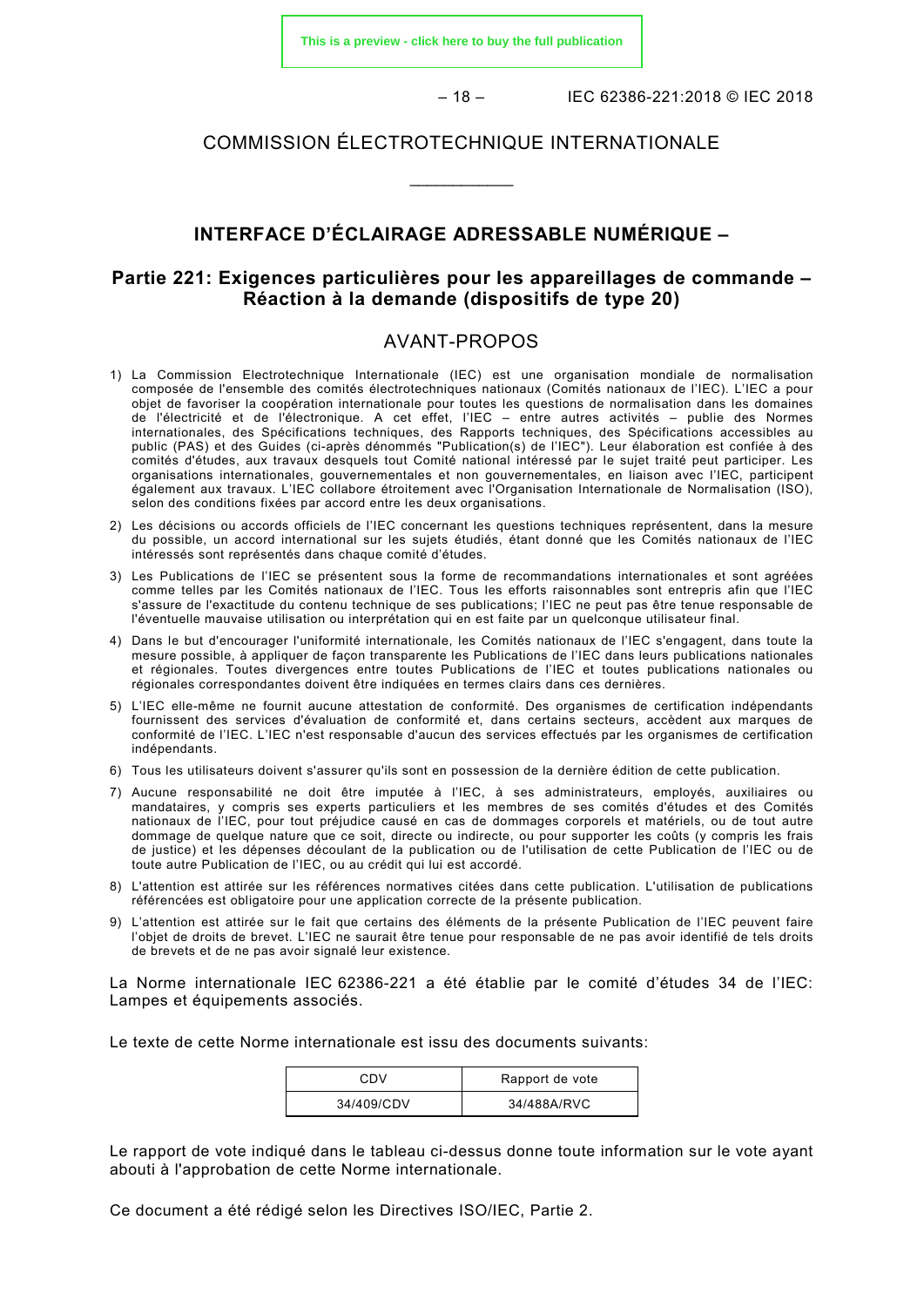# COMMISSION ÉLECTROTECHNIQUE INTERNATIONALE

\_\_\_\_\_\_\_\_\_\_\_\_

## INTERFACE D'ÉCLAIRAGE ADRESSABLE NUMÉRIQUE –

## Partie 221: Exigences particulières pour les appareillages de commande – Réaction à la demande (dispositifs de type 20)

## AVANT-PROPOS

1) La Commission Electrotechnique Internationale (IEC) est une organisation mondiale de normalisation composée de l'ensemble des comités électrotechniques nationaux (Comités nationaux de l'IEC). L'IEC a pour objet de favoriser la coopération internationale pour toutes les questions de normalisation dans les domaines de l'électricité et de l'électronique. A cet effet, l'IEC – entre autres activités – publie des Normes internationales, des Spécifications techniques, des Rapports techniques, des Spécifications accessibles au public (PAS) et des Guides (ci-après dénommés "Publication(s) de l'IEC"). Leur élaboration est confiée à des comités d'études, aux travaux desquels tout Comité national intéressé par le sujet traité peut participer. Les organisations internationales, gouvernementales et non gouvernementales, en liaison avec l'IEC, participent également aux travaux. L'IEC collabore étroitement avec l'Organisation Internationale de Normalisation (ISO), selon des conditions fixées par accord entre les deux organisations.
2) Les décisions ou accords officiels de l'IEC concernant les questions techniques représentent, dans la mesure du possible, un accord international sur les sujets étudiés, étant donné que les Comités nationaux de l'IEC intéressés sont représentés dans chaque comité d'études.
3) Les Publications de l'IEC se présentent sous la forme de recommandations internationales et sont agréées comme telles par les Comités nationaux de l'IEC. Tous les efforts raisonnables sont entrepris afin que l'IEC s'assure de l'exactitude du contenu technique de ses publications; l'IEC ne peut pas être tenue responsable de l'éventuelle mauvaise utilisation ou interprétation qui en est faite par un quelconque utilisateur final.
4) Dans le but d'encourager l'uniformité internationale, les Comités nationaux de l'IEC s'engagent, dans toute la mesure possible, à appliquer de façon transparente les Publications de l'IEC dans leurs publications nationales et régionales. Toutes divergences entre toutes Publications de l'IEC et toutes publications nationales ou régionales correspondantes doivent être indiquées en termes clairs dans ces dernières.
5) L'IEC elle-même ne fournit aucune attestation de conformité. Des organismes de certification indépendants fournissent des services d'évaluation de conformité et, dans certains secteurs, accèdent aux marques de conformité de l'IEC. L'IEC n'est responsable d'aucun des services effectués par les organismes de certification indépendants.
6) Tous les utilisateurs doivent s'assurer qu'ils sont en possession de la dernière édition de cette publication.
7) Aucune responsabilité ne doit être imputée à l'IEC, à ses administrateurs, employés, auxiliaires ou mandataires, y compris ses experts particuliers et les membres de ses comités d'études et des Comités nationaux de l'IEC, pour tout préjudice causé en cas de dommages corporels et matériels, ou de tout autre dommage de quelque nature que ce soit, directe ou indirecte, ou pour supporter les coûts (y compris les frais de justice) et les dépenses découlant de la publication ou de l'utilisation de cette Publication de l'IEC ou de toute autre Publication de l'IEC, ou au crédit qui lui est accordé.
8) L'attention est attirée sur les références normatives citées dans cette publication. L'utilisation de publications référencées est obligatoire pour une application correcte de la présente publication.
9) L'attention est attirée sur le fait que certains des éléments de la présente Publication de l'IEC peuvent faire l'objet de droits de brevet. L'IEC ne saurait être tenue pour responsable de ne pas avoir identifié de tels droits de brevets et de ne pas avoir signalé leur existence.

La Norme internationale IEC 62386-221 a été établie par le comité d'études 34 de l'IEC: Lampes et équipements associés.

Le texte de cette Norme internationale est issu des documents suivants:

| CDV | Rapport de vote |
|---|---|
| 34/409/CDV | 34/488A/RVC |

Le rapport de vote indiqué dans le tableau ci-dessus donne toute information sur le vote ayant abouti à l'approbation de cette Norme internationale.

Ce document a été rédigé selon les Directives ISO/IEC, Partie 2.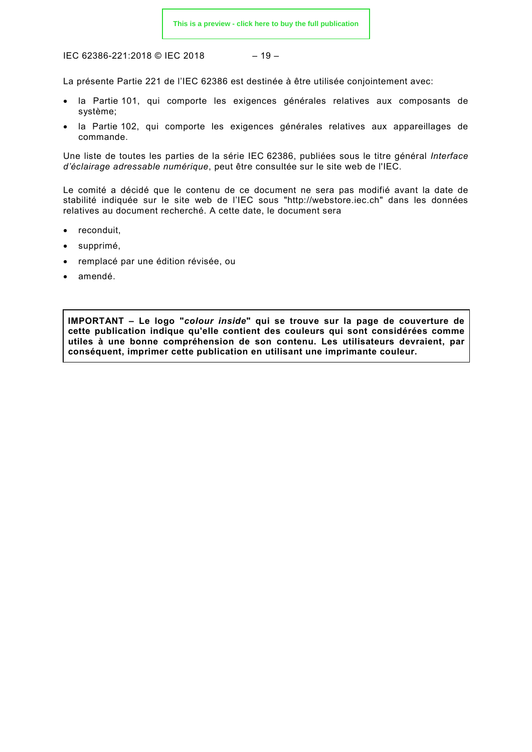La présente Partie 221 de l'IEC 62386 est destinée à être utilisée conjointement avec:

- la Partie 101, qui comporte les exigences générales relatives aux composants de système;
- la Partie 102, qui comporte les exigences générales relatives aux appareillages de commande.

Une liste de toutes les parties de la série IEC 62386, publiées sous le titre général *Interface d'éclairage adressable numérique*, peut être consultée sur le site web de l'IEC.

Le comité a décidé que le contenu de ce document ne sera pas modifié avant la date de stabilité indiquée sur le site web de l'IEC sous "http://webstore.iec.ch" dans les données relatives au document recherché. A cette date, le document sera

- reconduit,
- supprimé,
- remplacé par une édition révisée, ou
- amendé.

**IMPORTANT – Le logo "*colour inside*" qui se trouve sur la page de couverture de cette publication indique qu'elle contient des couleurs qui sont considérées comme utiles à une bonne compréhension de son contenu. Les utilisateurs devraient, par conséquent, imprimer cette publication en utilisant une imprimante couleur.**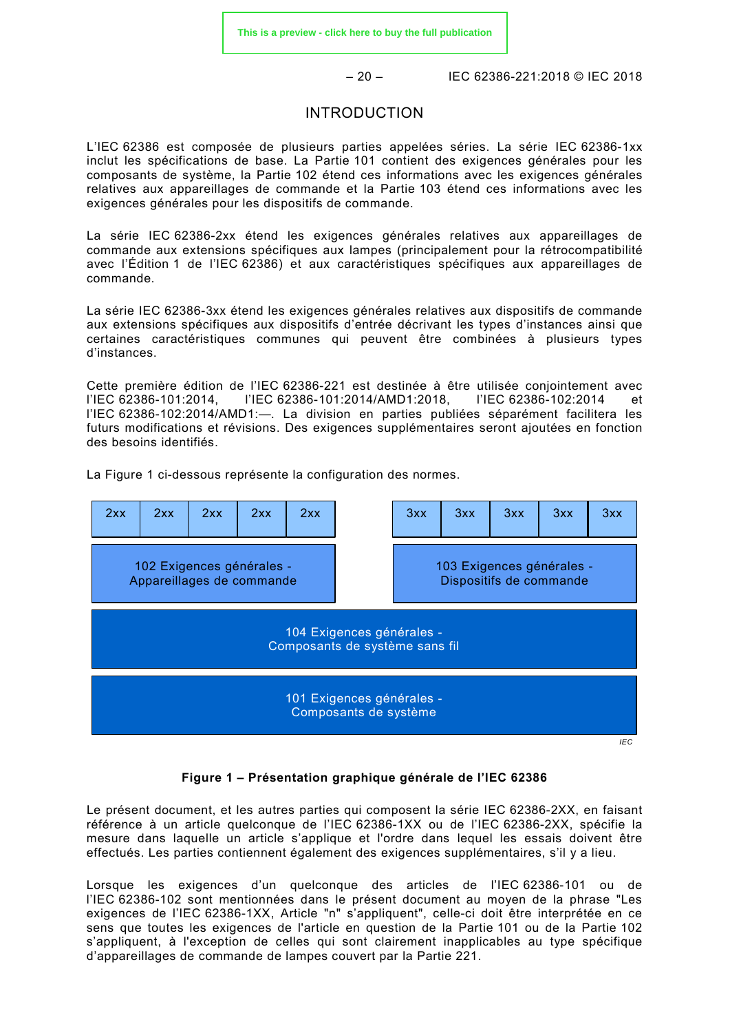# INTRODUCTION

L'IEC 62386 est composée de plusieurs parties appelées séries. La série IEC 62386-1xx inclut les spécifications de base. La Partie 101 contient des exigences générales pour les composants de système, la Partie 102 étend ces informations avec les exigences générales relatives aux appareillages de commande et la Partie 103 étend ces informations avec les exigences générales pour les dispositifs de commande.

La série IEC 62386-2xx étend les exigences générales relatives aux appareillages de commande aux extensions spécifiques aux lampes (principalement pour la rétrocompatibilité avec l'Édition 1 de l'IEC 62386) et aux caractéristiques spécifiques aux appareillages de commande.

La série IEC 62386-3xx étend les exigences générales relatives aux dispositifs de commande aux extensions spécifiques aux dispositifs d'entrée décrivant les types d'instances ainsi que certaines caractéristiques communes qui peuvent être combinées à plusieurs types d'instances.

Cette première édition de l'IEC 62386-221 est destinée à être utilisée conjointement avec l'IEC 62386-101:2014, l'IEC 62386-101:2014/AMD1:2018, l'IEC 62386-102:2014 et l'IEC 62386-102:2014/AMD1:—. La division en parties publiées séparément facilitera les futurs modifications et révisions. Des exigences supplémentaires seront ajoutées en fonction des besoins identifiés.

La Figure 1 ci-dessous représente la configuration des normes.

| 2xx | 2xx | 2xx | 2xx | 2xx | | 3xx | 3xx | 3xx | 3xx | 3xx |
|---|---|---|---|---|---|---|---|---|---|---|
| 102 Exigences générales - Appareillages de commande | | | | | | 103 Exigences générales - Dispositifs de commande | | | | |
| 104 Exigences générales - Composants de système sans fil | | | | | | | | | | |
| 101 Exigences générales - Composants de système | | | | | | | | | | |

**Figure 1 – Présentation graphique générale de l'IEC 62386**

Le présent document, et les autres parties qui composent la série IEC 62386-2XX, en faisant référence à un article quelconque de l'IEC 62386-1XX ou de l'IEC 62386-2XX, spécifie la mesure dans laquelle un article s'applique et l'ordre dans lequel les essais doivent être effectués. Les parties contiennent également des exigences supplémentaires, s'il y a lieu.

Lorsque les exigences d'un quelconque des articles de l'IEC 62386-101 ou de l'IEC 62386-102 sont mentionnées dans le présent document au moyen de la phrase "Les exigences de l'IEC 62386-1XX, Article "n" s'appliquent", celle-ci doit être interprétée en ce sens que toutes les exigences de l'article en question de la Partie 101 ou de la Partie 102 s'appliquent, à l'exception de celles qui sont clairement inapplicables au type spécifique d'appareillages de commande de lampes couvert par la Partie 221.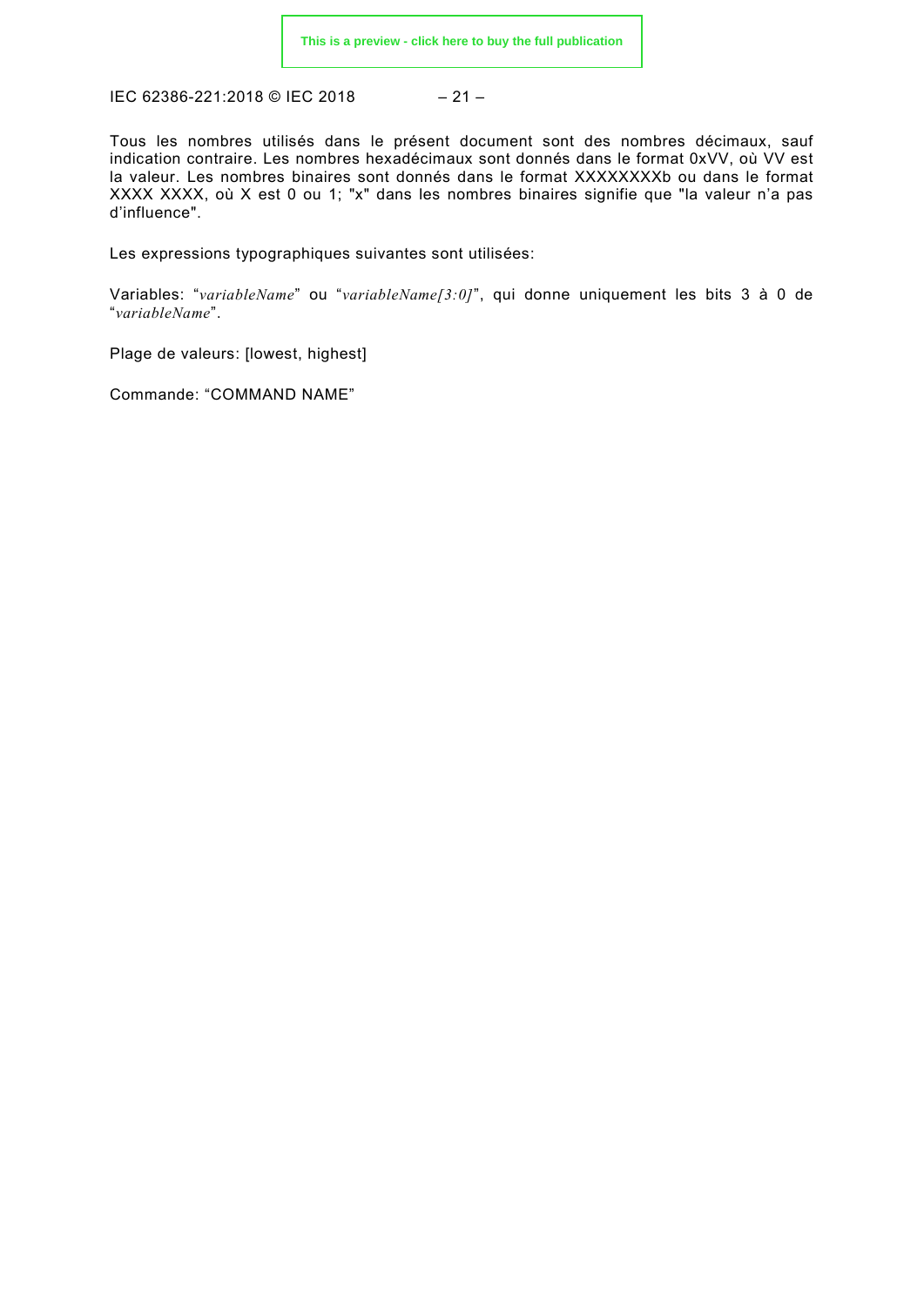Tous les nombres utilisés dans le présent document sont des nombres décimaux, sauf indication contraire. Les nombres hexadécimaux sont donnés dans le format 0xVV, où VV est la valeur. Les nombres binaires sont donnés dans le format XXXXXXXXb ou dans le format XXXX XXXX, où X est 0 ou 1; "x" dans les nombres binaires signifie que "la valeur n'a pas d'influence".

Les expressions typographiques suivantes sont utilisées:

Variables: "*variableName*" ou "*variableName[3:0]*", qui donne uniquement les bits 3 à 0 de "*variableName*".

Plage de valeurs: [lowest, highest]

Commande: "COMMAND NAME"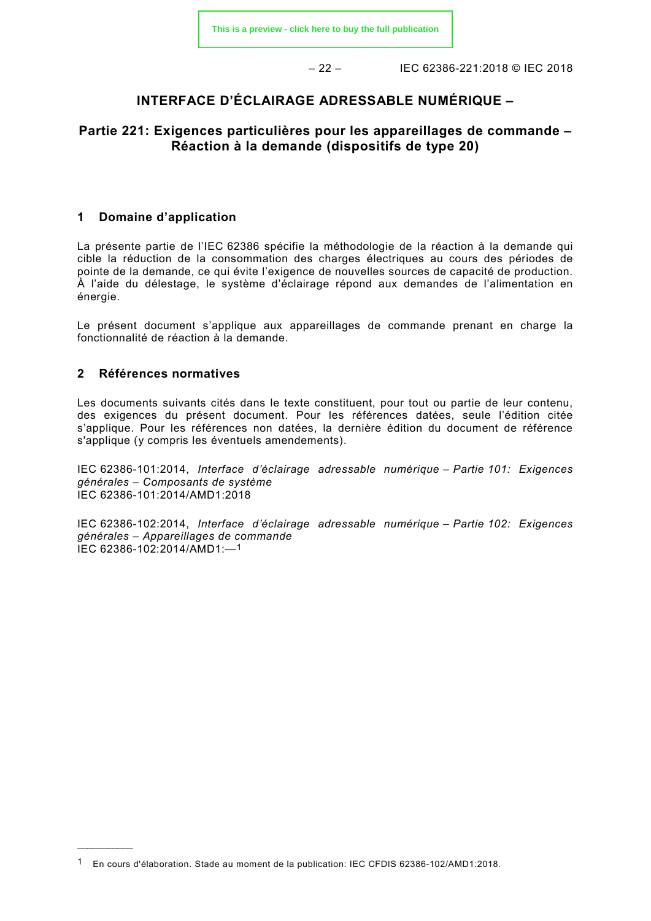# INTERFACE D'ÉCLAIRAGE ADRESSABLE NUMÉRIQUE –

## Partie 221: Exigences particulières pour les appareillages de commande – Réaction à la demande (dispositifs de type 20)

## 1 Domaine d'application

La présente partie de l'IEC 62386 spécifie la méthodologie de la réaction à la demande qui cible la réduction de la consommation des charges électriques au cours des périodes de pointe de la demande, ce qui évite l'exigence de nouvelles sources de capacité de production. À l'aide du délestage, le système d'éclairage répond aux demandes de l'alimentation en énergie.

Le présent document s'applique aux appareillages de commande prenant en charge la fonctionnalité de réaction à la demande.

## 2 Références normatives

Les documents suivants cités dans le texte constituent, pour tout ou partie de leur contenu, des exigences du présent document. Pour les références datées, seule l'édition citée s'applique. Pour les références non datées, la dernière édition du document de référence s'applique (y compris les éventuels amendements).

IEC 62386-101:2014, *Interface d'éclairage adressable numérique – Partie 101: Exigences générales – Composants de système*
IEC 62386-101:2014/AMD1:2018

IEC 62386-102:2014, *Interface d'éclairage adressable numérique – Partie 102: Exigences générales – Appareillages de commande*
IEC 62386-102:2014/AMD1:—[1]

---

[1] En cours d'élaboration. Stade au moment de la publication: IEC CFDIS 62386-102/AMD1:2018.